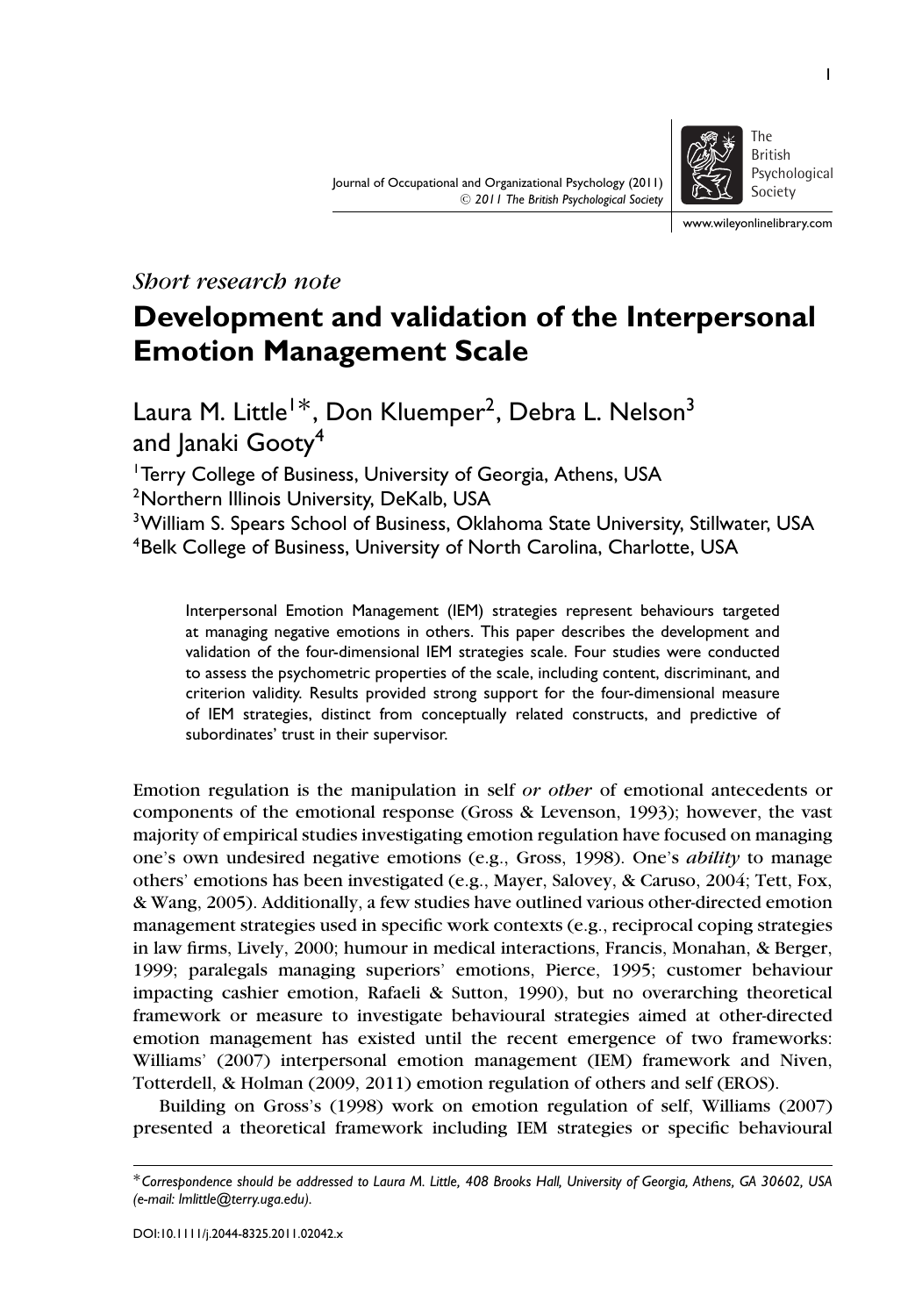*Short research note*

# Development and validation of the Interpersonal Emotion Management Scale

Laura M. Little[1]*, Don Kluemper[2], Debra L. Nelson[3] and Janaki Gooty[4]

[1]Terry College of Business, University of Georgia, Athens, USA
[2]Northern Illinois University, DeKalb, USA
[3]William S. Spears School of Business, Oklahoma State University, Stillwater, USA
[4]Belk College of Business, University of North Carolina, Charlotte, USA

> Interpersonal Emotion Management (IEM) strategies represent behaviours targeted at managing negative emotions in others. This paper describes the development and validation of the four-dimensional IEM strategies scale. Four studies were conducted to assess the psychometric properties of the scale, including content, discriminant, and criterion validity. Results provided strong support for the four-dimensional measure of IEM strategies, distinct from conceptually related constructs, and predictive of subordinates' trust in their supervisor.

Emotion regulation is the manipulation in self *or other* of emotional antecedents or components of the emotional response (Gross & Levenson, 1993); however, the vast majority of empirical studies investigating emotion regulation have focused on managing one's own undesired negative emotions (e.g., Gross, 1998). One's *ability* to manage others' emotions has been investigated (e.g., Mayer, Salovey, & Caruso, 2004; Tett, Fox, & Wang, 2005). Additionally, a few studies have outlined various other-directed emotion management strategies used in specific work contexts (e.g., reciprocal coping strategies in law firms, Lively, 2000; humour in medical interactions, Francis, Monahan, & Berger, 1999; paralegals managing superiors' emotions, Pierce, 1995; customer behaviour impacting cashier emotion, Rafaeli & Sutton, 1990), but no overarching theoretical framework or measure to investigate behavioural strategies aimed at other-directed emotion management has existed until the recent emergence of two frameworks: Williams' (2007) interpersonal emotion management (IEM) framework and Niven, Totterdell, & Holman (2009, 2011) emotion regulation of others and self (EROS).

Building on Gross's (1998) work on emotion regulation of self, Williams (2007) presented a theoretical framework including IEM strategies or specific behavioural

---

*Correspondence should be addressed to Laura M. Little, 408 Brooks Hall, University of Georgia, Athens, GA 30602, USA (e-mail: lmlittle@terry.uga.edu).*

DOI:10.1111/j.2044-8325.2011.02042.x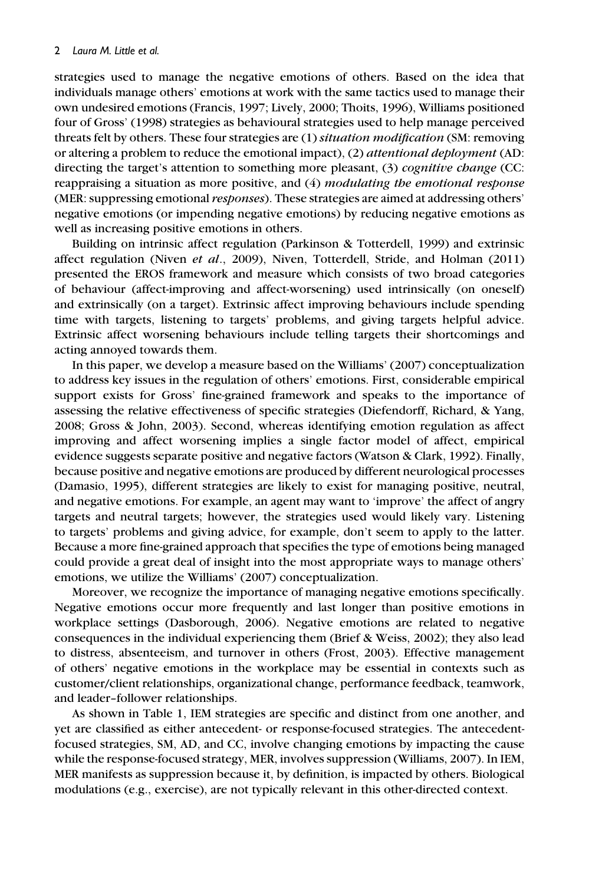strategies used to manage the negative emotions of others. Based on the idea that individuals manage others' emotions at work with the same tactics used to manage their own undesired emotions (Francis, 1997; Lively, 2000; Thoits, 1996), Williams positioned four of Gross' (1998) strategies as behavioural strategies used to help manage perceived threats felt by others. These four strategies are (1) *situation modification* (SM: removing or altering a problem to reduce the emotional impact), (2) *attentional deployment* (AD: directing the target's attention to something more pleasant, (3) *cognitive change* (CC: reappraising a situation as more positive, and (4) *modulating the emotional response* (MER: suppressing emotional *responses*). These strategies are aimed at addressing others' negative emotions (or impending negative emotions) by reducing negative emotions as well as increasing positive emotions in others.

Building on intrinsic affect regulation (Parkinson & Totterdell, 1999) and extrinsic affect regulation (Niven *et al*., 2009), Niven, Totterdell, Stride, and Holman (2011) presented the EROS framework and measure which consists of two broad categories of behaviour (affect-improving and affect-worsening) used intrinsically (on oneself) and extrinsically (on a target). Extrinsic affect improving behaviours include spending time with targets, listening to targets' problems, and giving targets helpful advice. Extrinsic affect worsening behaviours include telling targets their shortcomings and acting annoyed towards them.

In this paper, we develop a measure based on the Williams' (2007) conceptualization to address key issues in the regulation of others' emotions. First, considerable empirical support exists for Gross' fine-grained framework and speaks to the importance of assessing the relative effectiveness of specific strategies (Diefendorff, Richard, & Yang, 2008; Gross & John, 2003). Second, whereas identifying emotion regulation as affect improving and affect worsening implies a single factor model of affect, empirical evidence suggests separate positive and negative factors (Watson & Clark, 1992). Finally, because positive and negative emotions are produced by different neurological processes (Damasio, 1995), different strategies are likely to exist for managing positive, neutral, and negative emotions. For example, an agent may want to 'improve' the affect of angry targets and neutral targets; however, the strategies used would likely vary. Listening to targets' problems and giving advice, for example, don't seem to apply to the latter. Because a more fine-grained approach that specifies the type of emotions being managed could provide a great deal of insight into the most appropriate ways to manage others' emotions, we utilize the Williams' (2007) conceptualization.

Moreover, we recognize the importance of managing negative emotions specifically. Negative emotions occur more frequently and last longer than positive emotions in workplace settings (Dasborough, 2006). Negative emotions are related to negative consequences in the individual experiencing them (Brief & Weiss, 2002); they also lead to distress, absenteeism, and turnover in others (Frost, 2003). Effective management of others' negative emotions in the workplace may be essential in contexts such as customer/client relationships, organizational change, performance feedback, teamwork, and leader–follower relationships.

As shown in Table 1, IEM strategies are specific and distinct from one another, and yet are classified as either antecedent- or response-focused strategies. The antecedent-focused strategies, SM, AD, and CC, involve changing emotions by impacting the cause while the response-focused strategy, MER, involves suppression (Williams, 2007). In IEM, MER manifests as suppression because it, by definition, is impacted by others. Biological modulations (e.g., exercise), are not typically relevant in this other-directed context.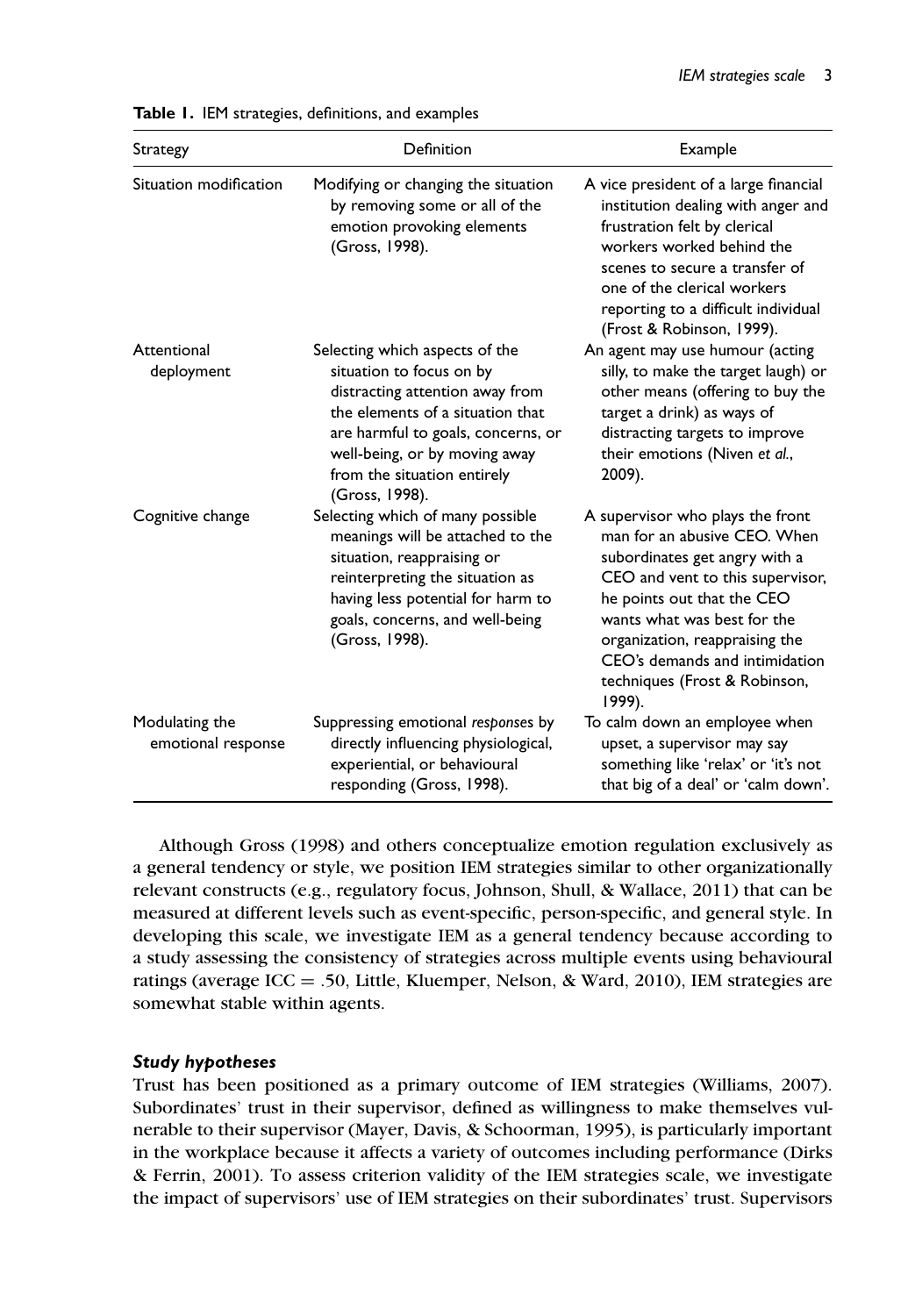**Table 1.** IEM strategies, definitions, and examples

| Strategy | Definition | Example |
| --- | --- | --- |
| Situation modification | Modifying or changing the situation by removing some or all of the emotion provoking elements (Gross, 1998). | A vice president of a large financial institution dealing with anger and frustration felt by clerical workers worked behind the scenes to secure a transfer of one of the clerical workers reporting to a difficult individual (Frost & Robinson, 1999). |
| Attentional deployment | Selecting which aspects of the situation to focus on by distracting attention away from the elements of a situation that are harmful to goals, concerns, or well-being, or by moving away from the situation entirely (Gross, 1998). | An agent may use humour (acting silly, to make the target laugh) or other means (offering to buy the target a drink) as ways of distracting targets to improve their emotions (Niven *et al.*, 2009). |
| Cognitive change | Selecting which of many possible meanings will be attached to the situation, reappraising or reinterpreting the situation as having less potential for harm to goals, concerns, and well-being (Gross, 1998). | A supervisor who plays the front man for an abusive CEO. When subordinates get angry with a CEO and vent to this supervisor, he points out that the CEO wants what was best for the organization, reappraising the CEO's demands and intimidation techniques (Frost & Robinson, 1999). |
| Modulating the emotional response | Suppressing emotional *responses* by directly influencing physiological, experiential, or behavioural responding (Gross, 1998). | To calm down an employee when upset, a supervisor may say something like 'relax' or 'it's not that big of a deal' or 'calm down'. |

Although Gross (1998) and others conceptualize emotion regulation exclusively as a general tendency or style, we position IEM strategies similar to other organizationally relevant constructs (e.g., regulatory focus, Johnson, Shull, & Wallace, 2011) that can be measured at different levels such as event-specific, person-specific, and general style. In developing this scale, we investigate IEM as a general tendency because according to a study assessing the consistency of strategies across multiple events using behavioural ratings (average ICC = .50, Little, Kluemper, Nelson, & Ward, 2010), IEM strategies are somewhat stable within agents.

### *Study hypotheses*

Trust has been positioned as a primary outcome of IEM strategies (Williams, 2007). Subordinates' trust in their supervisor, defined as willingness to make themselves vulnerable to their supervisor (Mayer, Davis, & Schoorman, 1995), is particularly important in the workplace because it affects a variety of outcomes including performance (Dirks & Ferrin, 2001). To assess criterion validity of the IEM strategies scale, we investigate the impact of supervisors' use of IEM strategies on their subordinates' trust. Supervisors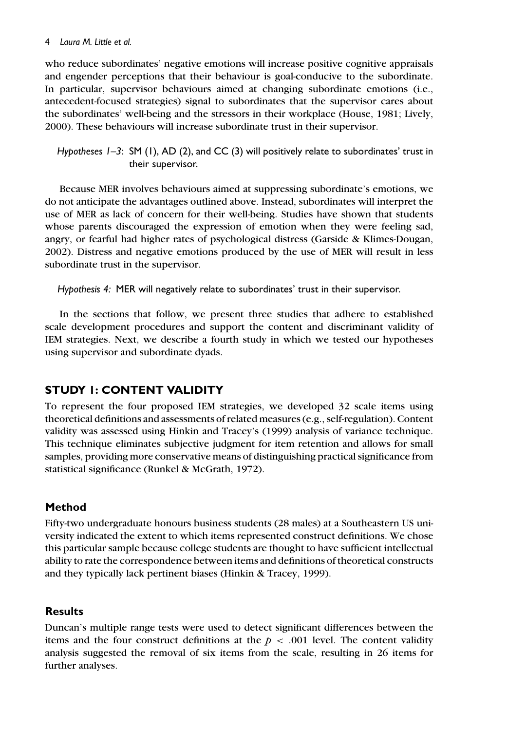who reduce subordinates' negative emotions will increase positive cognitive appraisals and engender perceptions that their behaviour is goal-conducive to the subordinate. In particular, supervisor behaviours aimed at changing subordinate emotions (i.e., antecedent-focused strategies) signal to subordinates that the supervisor cares about the subordinates' well-being and the stressors in their workplace (House, 1981; Lively, 2000). These behaviours will increase subordinate trust in their supervisor.

> *Hypotheses 1–3*: SM (1), AD (2), and CC (3) will positively relate to subordinates' trust in their supervisor.

Because MER involves behaviours aimed at suppressing subordinate's emotions, we do not anticipate the advantages outlined above. Instead, subordinates will interpret the use of MER as lack of concern for their well-being. Studies have shown that students whose parents discouraged the expression of emotion when they were feeling sad, angry, or fearful had higher rates of psychological distress (Garside & Klimes-Dougan, 2002). Distress and negative emotions produced by the use of MER will result in less subordinate trust in the supervisor.

> *Hypothesis 4:* MER will negatively relate to subordinates' trust in their supervisor.

In the sections that follow, we present three studies that adhere to established scale development procedures and support the content and discriminant validity of IEM strategies. Next, we describe a fourth study in which we tested our hypotheses using supervisor and subordinate dyads.

## STUDY 1: CONTENT VALIDITY

To represent the four proposed IEM strategies, we developed 32 scale items using theoretical definitions and assessments of related measures (e.g., self-regulation). Content validity was assessed using Hinkin and Tracey's (1999) analysis of variance technique. This technique eliminates subjective judgment for item retention and allows for small samples, providing more conservative means of distinguishing practical significance from statistical significance (Runkel & McGrath, 1972).

### Method

Fifty-two undergraduate honours business students (28 males) at a Southeastern US university indicated the extent to which items represented construct definitions. We chose this particular sample because college students are thought to have sufficient intellectual ability to rate the correspondence between items and definitions of theoretical constructs and they typically lack pertinent biases (Hinkin & Tracey, 1999).

### Results

Duncan's multiple range tests were used to detect significant differences between the items and the four construct definitions at the $p < .001$ level. The content validity analysis suggested the removal of six items from the scale, resulting in 26 items for further analyses.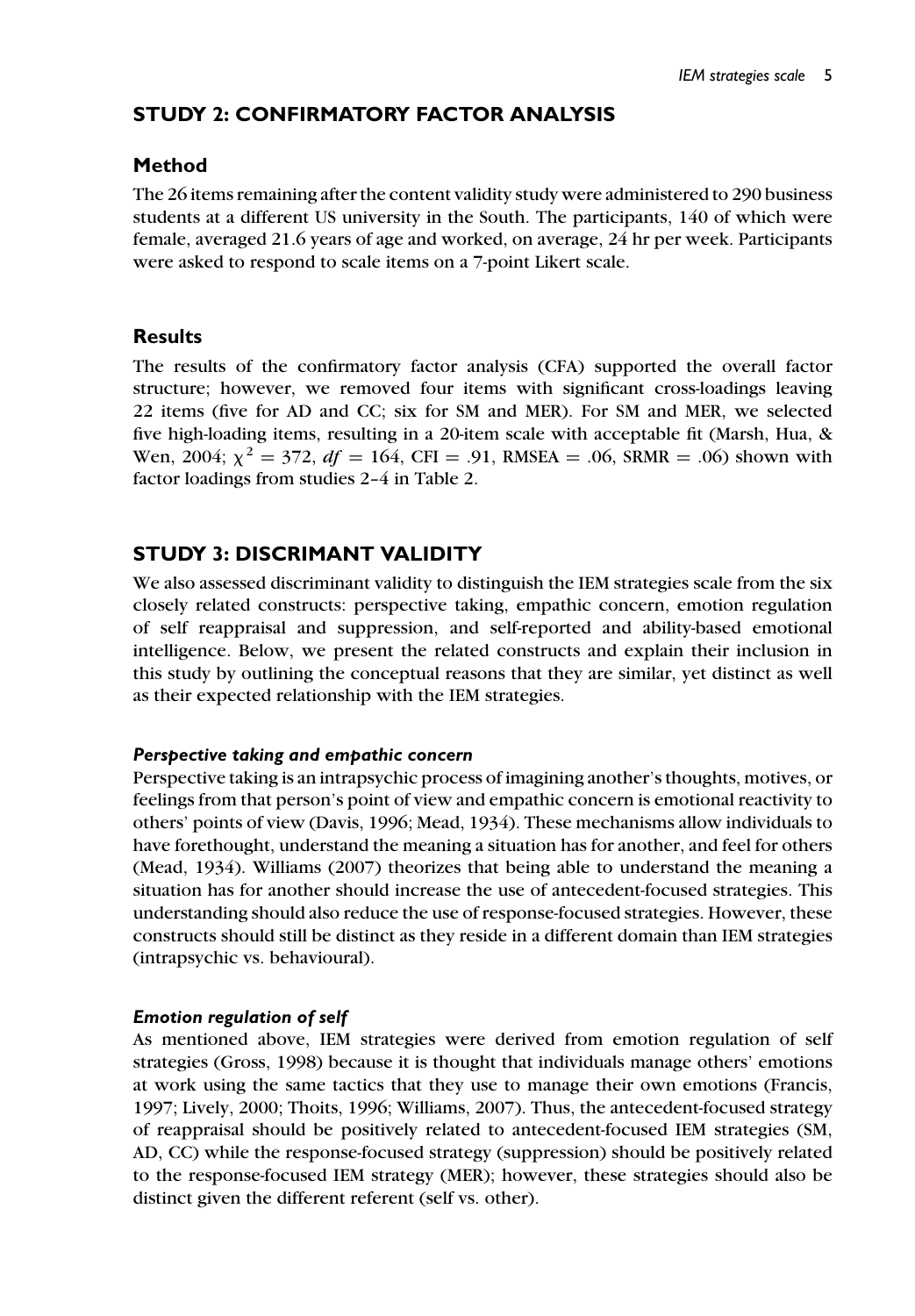## STUDY 2: CONFIRMATORY FACTOR ANALYSIS

### Method

The 26 items remaining after the content validity study were administered to 290 business students at a different US university in the South. The participants, 140 of which were female, averaged 21.6 years of age and worked, on average, 24 hr per week. Participants were asked to respond to scale items on a 7-point Likert scale.

### Results

The results of the confirmatory factor analysis (CFA) supported the overall factor structure; however, we removed four items with significant cross-loadings leaving 22 items (five for AD and CC; six for SM and MER). For SM and MER, we selected five high-loading items, resulting in a 20-item scale with acceptable fit (Marsh, Hua, & Wen, 2004; $\chi^2 = 372$, $df = 164$, CFI $= .91$, RMSEA $= .06$, SRMR $= .06$) shown with factor loadings from studies 2–4 in Table 2.

## STUDY 3: DISCRIMINANT VALIDITY

We also assessed discriminant validity to distinguish the IEM strategies scale from the six closely related constructs: perspective taking, empathic concern, emotion regulation of self reappraisal and suppression, and self-reported and ability-based emotional intelligence. Below, we present the related constructs and explain their inclusion in this study by outlining the conceptual reasons that they are similar, yet distinct as well as their expected relationship with the IEM strategies.

#### *Perspective taking and empathic concern*

Perspective taking is an intrapsychic process of imagining another's thoughts, motives, or feelings from that person's point of view and empathic concern is emotional reactivity to others' points of view (Davis, 1996; Mead, 1934). These mechanisms allow individuals to have forethought, understand the meaning a situation has for another, and feel for others (Mead, 1934). Williams (2007) theorizes that being able to understand the meaning a situation has for another should increase the use of antecedent-focused strategies. This understanding should also reduce the use of response-focused strategies. However, these constructs should still be distinct as they reside in a different domain than IEM strategies (intrapsychic vs. behavioural).

#### *Emotion regulation of self*

As mentioned above, IEM strategies were derived from emotion regulation of self strategies (Gross, 1998) because it is thought that individuals manage others' emotions at work using the same tactics that they use to manage their own emotions (Francis, 1997; Lively, 2000; Thoits, 1996; Williams, 2007). Thus, the antecedent-focused strategy of reappraisal should be positively related to antecedent-focused IEM strategies (SM, AD, CC) while the response-focused strategy (suppression) should be positively related to the response-focused IEM strategy (MER); however, these strategies should also be distinct given the different referent (self vs. other).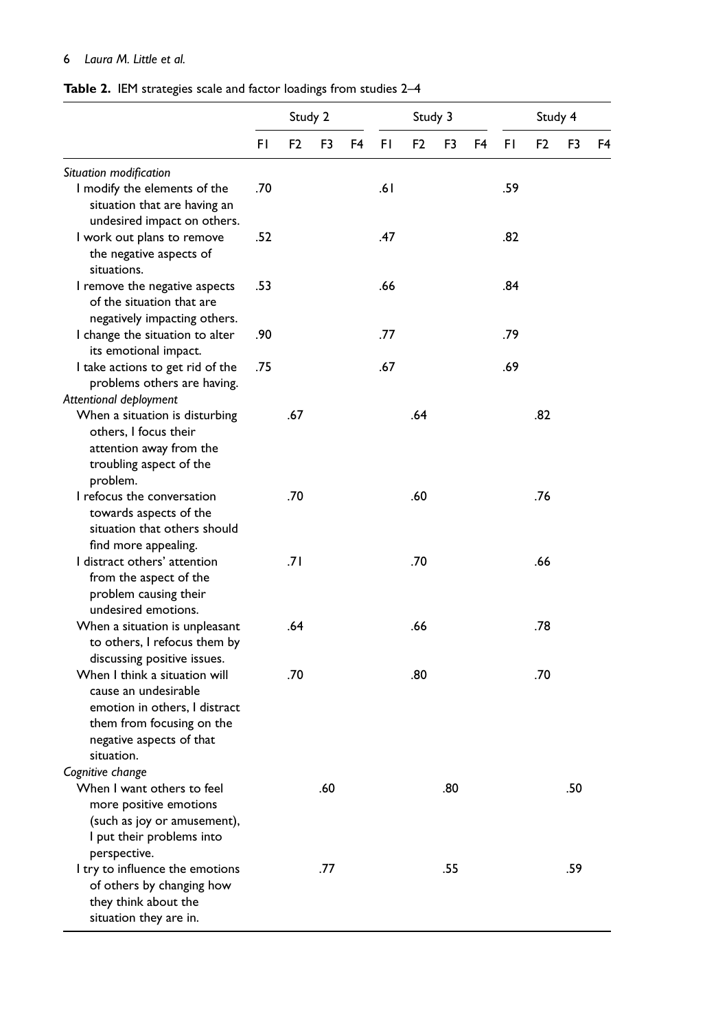**Table 2.** IEM strategies scale and factor loadings from studies 2–4

| | Study 2 | | | | Study 3 | | | | Study 4 | | | |
|---|---|---|---|---|---|---|---|---|---|---|---|---|
| | F1 | F2 | F3 | F4 | F1 | F2 | F3 | F4 | F1 | F2 | F3 | F4 |
| *Situation modification* | | | | | | | | | | | | |
| I modify the elements of the situation that are having an undesired impact on others. | .70 | | | | .61 | | | | .59 | | | |
| I work out plans to remove the negative aspects of situations. | .52 | | | | .47 | | | | .82 | | | |
| I remove the negative aspects of the situation that are negatively impacting others. | .53 | | | | .66 | | | | .84 | | | |
| I change the situation to alter its emotional impact. | .90 | | | | .77 | | | | .79 | | | |
| I take actions to get rid of the problems others are having. | .75 | | | | .67 | | | | .69 | | | |
| *Attentional deployment* | | | | | | | | | | | | |
| When a situation is disturbing others, I focus their attention away from the troubling aspect of the problem. | | .67 | | | | .64 | | | | .82 | | |
| I refocus the conversation towards aspects of the situation that others should find more appealing. | | .70 | | | | .60 | | | | .76 | | |
| I distract others' attention from the aspect of the problem causing their undesired emotions. | | .71 | | | | .70 | | | | .66 | | |
| When a situation is unpleasant to others, I refocus them by discussing positive issues. | | .64 | | | | .66 | | | | .78 | | |
| When I think a situation will cause an undesirable emotion in others, I distract them from focusing on the negative aspects of that situation. | | .70 | | | | .80 | | | | .70 | | |
| *Cognitive change* | | | | | | | | | | | | |
| When I want others to feel more positive emotions (such as joy or amusement), I put their problems into perspective. | | | .60 | | | | .80 | | | | .50 | |
| I try to influence the emotions of others by changing how they think about the situation they are in. | | | .77 | | | | .55 | | | | .59 | |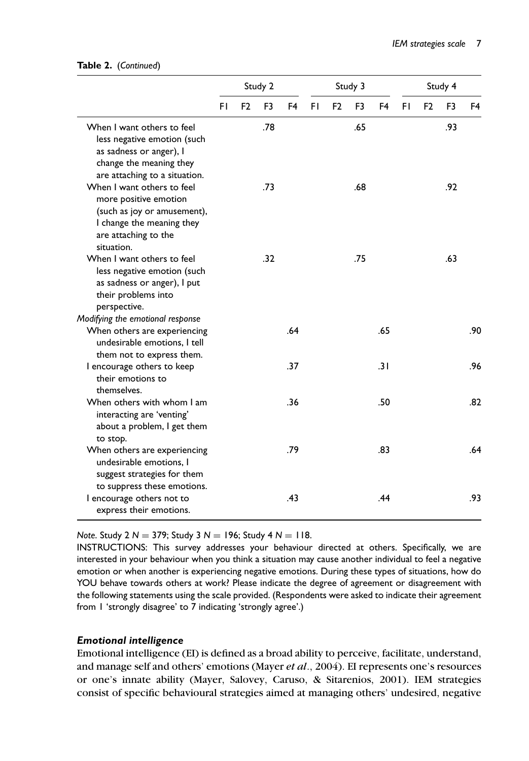**Table 2.** (*Continued*)

| | Study 2 | | | | Study 3 | | | | Study 4 | | | |
|---|---|---|---|---|---|---|---|---|---|---|---|---|
| | F1 | F2 | F3 | F4 | F1 | F2 | F3 | F4 | F1 | F2 | F3 | F4 |
| When I want others to feel less negative emotion (such as sadness or anger), I change the meaning they are attaching to a situation. | | | .78 | | | | .65 | | | | .93 | |
| When I want others to feel more positive emotion (such as joy or amusement), I change the meaning they are attaching to the situation. | | | .73 | | | | .68 | | | | .92 | |
| When I want others to feel less negative emotion (such as sadness or anger), I put their problems into perspective. | | | .32 | | | | .75 | | | | .63 | |
| *Modifying the emotional response* | | | | | | | | | | | | |
| When others are experiencing undesirable emotions, I tell them not to express them. | | | | .64 | | | | .65 | | | | .90 |
| I encourage others to keep their emotions to themselves. | | | | .37 | | | | .31 | | | | .96 |
| When others with whom I am interacting are 'venting' about a problem, I get them to stop. | | | | .36 | | | | .50 | | | | .82 |
| When others are experiencing undesirable emotions, I suggest strategies for them to suppress these emotions. | | | | .79 | | | | .83 | | | | .64 |
| I encourage others not to express their emotions. | | | | .43 | | | | .44 | | | | .93 |

*Note*. Study 2 $N = 379$; Study 3 $N = 196$; Study 4 $N = 118$.

INSTRUCTIONS: This survey addresses your behaviour directed at others. Specifically, we are interested in your behaviour when you think a situation may cause another individual to feel a negative emotion or when another is experiencing negative emotions. During these types of situations, how do YOU behave towards others at work? Please indicate the degree of agreement or disagreement with the following statements using the scale provided. (Respondents were asked to indicate their agreement from 1 'strongly disagree' to 7 indicating 'strongly agree'.)

### *Emotional intelligence*

Emotional intelligence (EI) is defined as a broad ability to perceive, facilitate, understand, and manage self and others' emotions (Mayer *et al*., 2004). EI represents one's resources or one's innate ability (Mayer, Salovey, Caruso, & Sitarenios, 2001). IEM strategies consist of specific behavioural strategies aimed at managing others' undesired, negative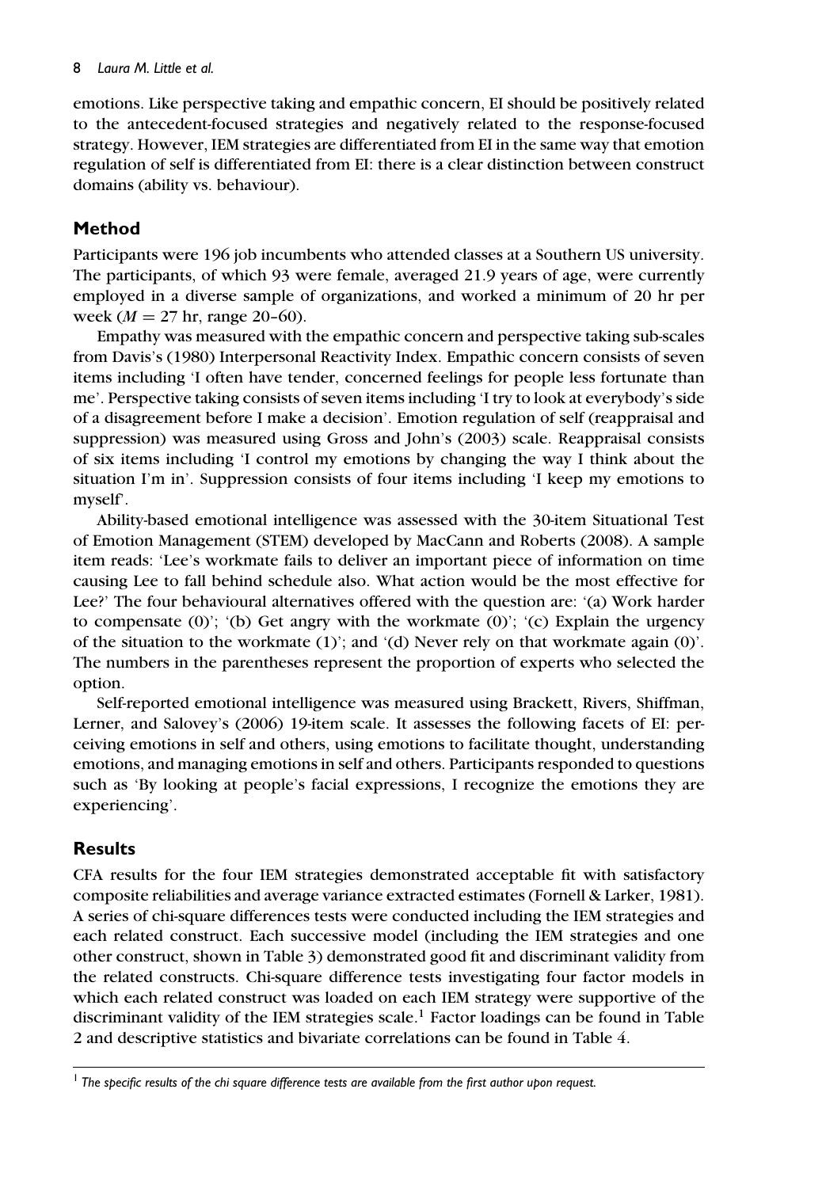emotions. Like perspective taking and empathic concern, EI should be positively related to the antecedent-focused strategies and negatively related to the response-focused strategy. However, IEM strategies are differentiated from EI in the same way that emotion regulation of self is differentiated from EI: there is a clear distinction between construct domains (ability vs. behaviour).

## Method

Participants were 196 job incumbents who attended classes at a Southern US university. The participants, of which 93 were female, averaged 21.9 years of age, were currently employed in a diverse sample of organizations, and worked a minimum of 20 hr per week ($M = 27$ hr, range 20–60).

Empathy was measured with the empathic concern and perspective taking sub-scales from Davis's (1980) Interpersonal Reactivity Index. Empathic concern consists of seven items including 'I often have tender, concerned feelings for people less fortunate than me'. Perspective taking consists of seven items including 'I try to look at everybody's side of a disagreement before I make a decision'. Emotion regulation of self (reappraisal and suppression) was measured using Gross and John's (2003) scale. Reappraisal consists of six items including 'I control my emotions by changing the way I think about the situation I'm in'. Suppression consists of four items including 'I keep my emotions to myself'.

Ability-based emotional intelligence was assessed with the 30-item Situational Test of Emotion Management (STEM) developed by MacCann and Roberts (2008). A sample item reads: 'Lee's workmate fails to deliver an important piece of information on time causing Lee to fall behind schedule also. What action would be the most effective for Lee?' The four behavioural alternatives offered with the question are: '(a) Work harder to compensate (0)'; '(b) Get angry with the workmate (0)'; '(c) Explain the urgency of the situation to the workmate (1)'; and '(d) Never rely on that workmate again (0)'. The numbers in the parentheses represent the proportion of experts who selected the option.

Self-reported emotional intelligence was measured using Brackett, Rivers, Shiffman, Lerner, and Salovey's (2006) 19-item scale. It assesses the following facets of EI: perceiving emotions in self and others, using emotions to facilitate thought, understanding emotions, and managing emotions in self and others. Participants responded to questions such as 'By looking at people's facial expressions, I recognize the emotions they are experiencing'.

## Results

CFA results for the four IEM strategies demonstrated acceptable fit with satisfactory composite reliabilities and average variance extracted estimates (Fornell & Larker, 1981). A series of chi-square differences tests were conducted including the IEM strategies and each related construct. Each successive model (including the IEM strategies and one other construct, shown in Table 3) demonstrated good fit and discriminant validity from the related constructs. Chi-square difference tests investigating four factor models in which each related construct was loaded on each IEM strategy were supportive of the discriminant validity of the IEM strategies scale.[1] Factor loadings can be found in Table 2 and descriptive statistics and bivariate correlations can be found in Table 4.

[1] *The specific results of the chi square difference tests are available from the first author upon request.*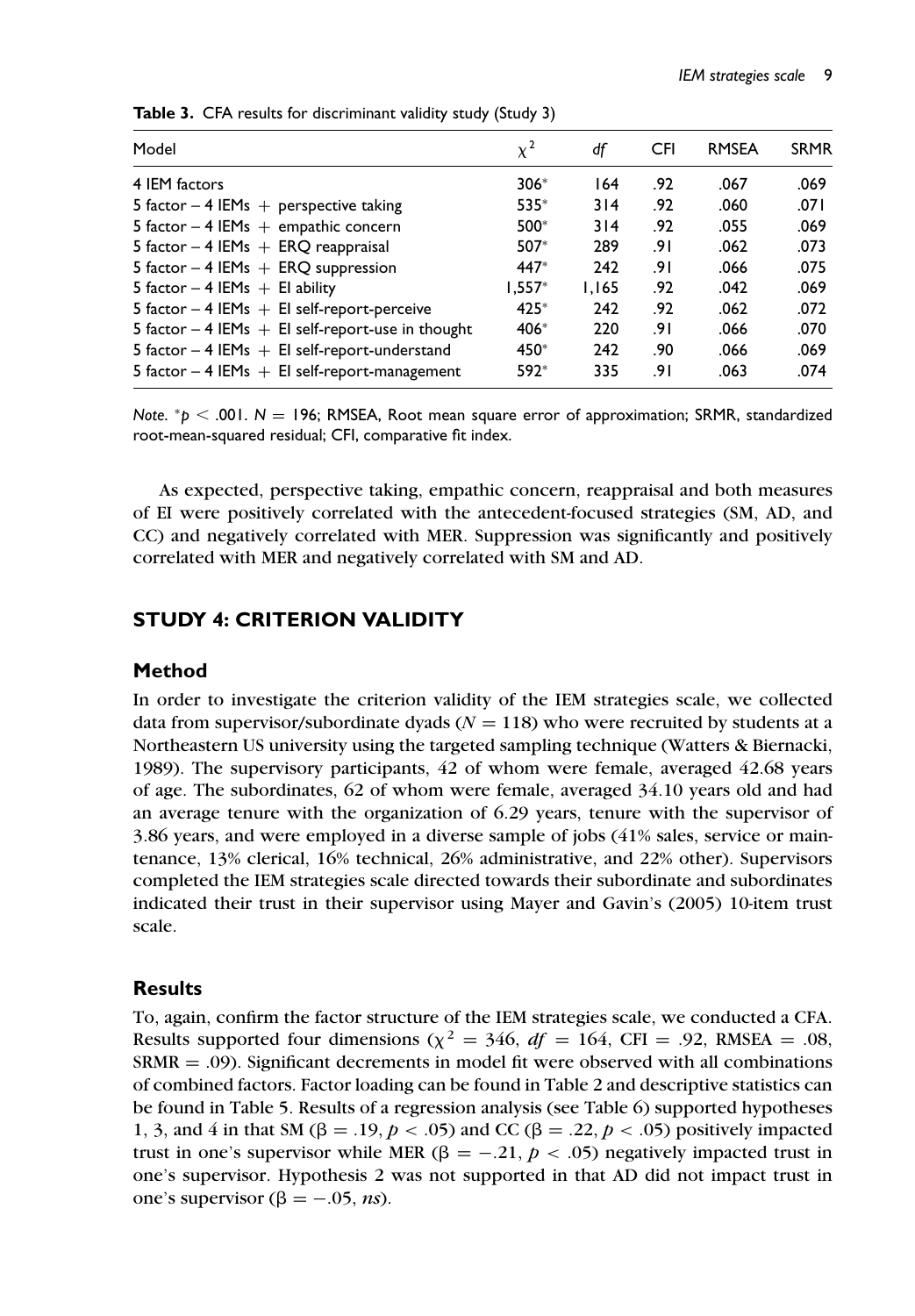**Table 3.** CFA results for discriminant validity study (Study 3)

| Model | $\chi^2$ | *df* | CFI | RMSEA | SRMR |
|---|---|---|---|---|---|
| 4 IEM factors | 306* | 164 | .92 | .067 | .069 |
| 5 factor – 4 IEMs + perspective taking | 535* | 314 | .92 | .060 | .071 |
| 5 factor – 4 IEMs + empathic concern | 500* | 314 | .92 | .055 | .069 |
| 5 factor – 4 IEMs + ERQ reappraisal | 507* | 289 | .91 | .062 | .073 |
| 5 factor – 4 IEMs + ERQ suppression | 447* | 242 | .91 | .066 | .075 |
| 5 factor – 4 IEMs + EI ability | 1,557* | 1,165 | .92 | .042 | .069 |
| 5 factor – 4 IEMs + EI self-report-perceive | 425* | 242 | .92 | .062 | .072 |
| 5 factor – 4 IEMs + EI self-report-use in thought | 406* | 220 | .91 | .066 | .070 |
| 5 factor – 4 IEMs + EI self-report-understand | 450* | 242 | .90 | .066 | .069 |
| 5 factor – 4 IEMs + EI self-report-management | 592* | 335 | .91 | .063 | .074 |

*Note.* *$p < .001$. $N = 196$; RMSEA, Root mean square error of approximation; SRMR, standardized root-mean-squared residual; CFI, comparative fit index.

As expected, perspective taking, empathic concern, reappraisal and both measures of EI were positively correlated with the antecedent-focused strategies (SM, AD, and CC) and negatively correlated with MER. Suppression was significantly and positively correlated with MER and negatively correlated with SM and AD.

## STUDY 4: CRITERION VALIDITY

### Method

In order to investigate the criterion validity of the IEM strategies scale, we collected data from supervisor/subordinate dyads ($N = 118$) who were recruited by students at a Northeastern US university using the targeted sampling technique (Watters & Biernacki, 1989). The supervisory participants, 42 of whom were female, averaged 42.68 years of age. The subordinates, 62 of whom were female, averaged 34.10 years old and had an average tenure with the organization of 6.29 years, tenure with the supervisor of 3.86 years, and were employed in a diverse sample of jobs (41% sales, service or maintenance, 13% clerical, 16% technical, 26% administrative, and 22% other). Supervisors completed the IEM strategies scale directed towards their subordinate and subordinates indicated their trust in their supervisor using Mayer and Gavin's (2005) 10-item trust scale.

### Results

To, again, confirm the factor structure of the IEM strategies scale, we conducted a CFA. Results supported four dimensions ($\chi^2 = 346$, $df = 164$, CFI = .92, RMSEA = .08, SRMR = .09). Significant decrements in model fit were observed with all combinations of combined factors. Factor loading can be found in Table 2 and descriptive statistics can be found in Table 5. Results of a regression analysis (see Table 6) supported hypotheses 1, 3, and 4 in that SM ($\beta = .19$, $p < .05$) and CC ($\beta = .22$, $p < .05$) positively impacted trust in one's supervisor while MER ($\beta = -.21$, $p < .05$) negatively impacted trust in one's supervisor. Hypothesis 2 was not supported in that AD did not impact trust in one's supervisor ($\beta = -.05$, *ns*).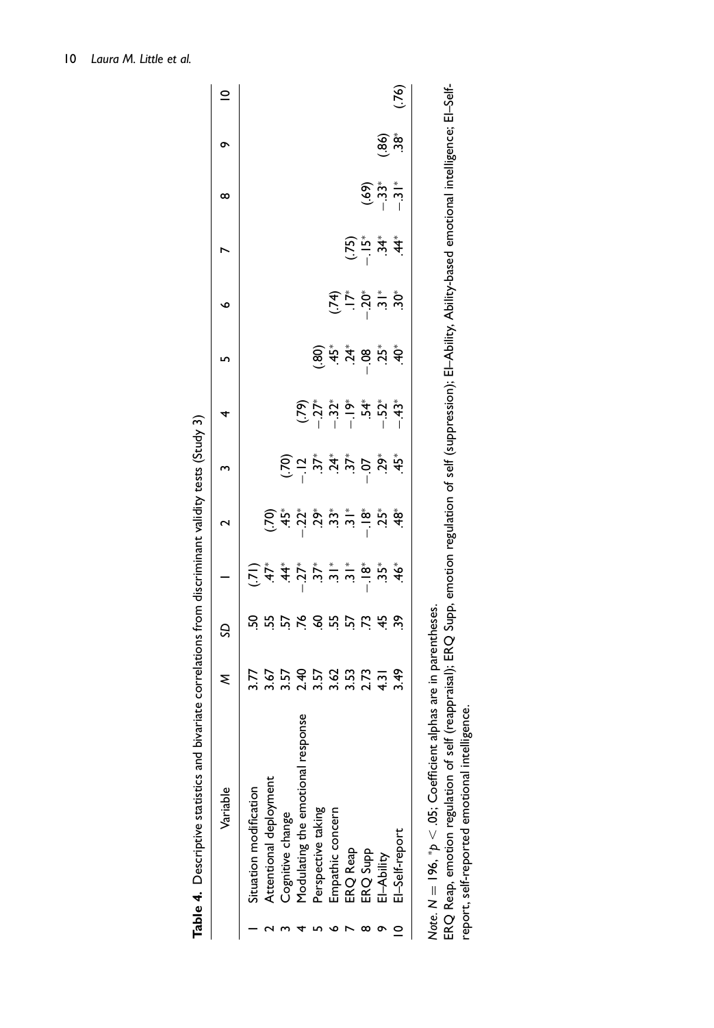**Table 4.** Descriptive statistics and bivariate correlations from discriminant validity tests (Study 3)

| | Variable | *M* | *SD* | 1 | 2 | 3 | 4 | 5 | 6 | 7 | 8 | 9 | 10 |
|---|---|---|---|---|---|---|---|---|---|---|---|---|---|
| 1 | Situation modification | 3.77 | .50 | (.71) | | | | | | | | | |
| 2 | Attentional deployment | 3.67 | .55 | .47* | (.70) | | | | | | | | |
| 3 | Cognitive change | 3.57 | .57 | .44* | .45* | (.70) | | | | | | | |
| 4 | Modulating the emotional response | 2.40 | .76 | −.27* | −.22* | −.12 | (.79) | | | | | | |
| 5 | Perspective taking | 3.57 | .60 | .37* | .29* | .37* | −.27* | (.80) | | | | | |
| 6 | Empathic concern | 3.62 | .55 | .31* | .33* | .24* | −.32* | .45* | (.74) | | | | |
| 7 | ERQ Reap | 3.53 | .57 | .31* | .31* | .37* | −.19* | .24* | .17* | (.75) | | | |
| 8 | ERQ Supp | 2.73 | .73 | −.18* | −.18* | −.07 | .54* | −.08 | −.20* | −.15* | (.69) | | |
| 9 | EI–Ability | 4.31 | .45 | .35* | .25* | .29* | −.52* | .25* | .31* | .34* | −.33* | (.86) | |
| 10 | EI–Self-report | 3.49 | .39 | .46* | .48* | .45* | −.43* | .40* | .30* | .44* | −.31* | .38* | (.76) |

*Note.* $N = 196$, $^{*}p < .05$; Coefficient alphas are in parentheses.
ERQ Reap, emotion regulation of self (reappraisal); ERQ Supp, emotion regulation of self (suppression); EI–Ability, Ability-based emotional intelligence; EI–Self-report, self-reported emotional intelligence.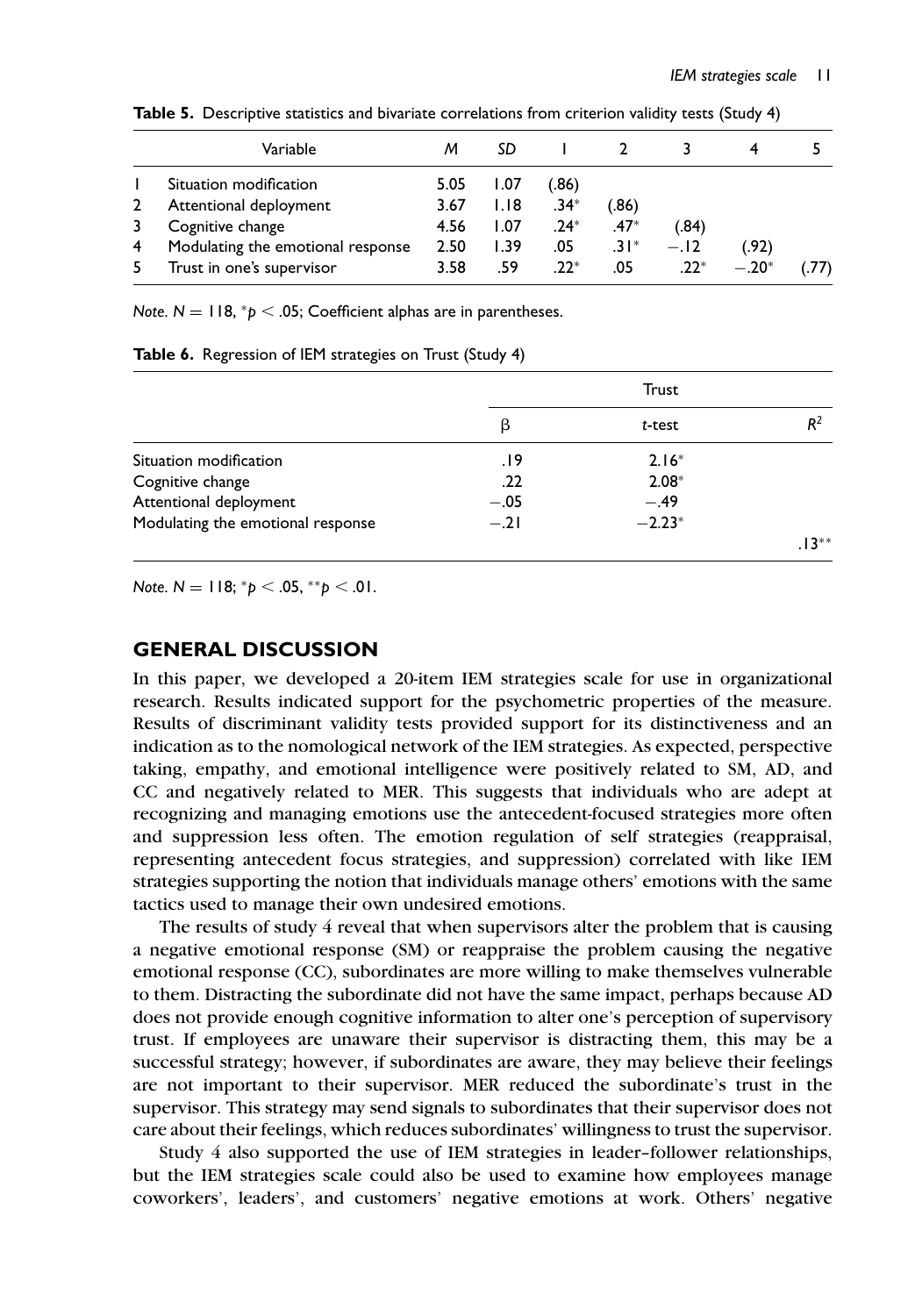**Table 5.** Descriptive statistics and bivariate correlations from criterion validity tests (Study 4)

| | Variable | *M* | *SD* | 1 | 2 | 3 | 4 | 5 |
|---|---|---|---|---|---|---|---|---|
| 1 | Situation modification | 5.05 | 1.07 | (.86) | | | | |
| 2 | Attentional deployment | 3.67 | 1.18 | .34* | (.86) | | | |
| 3 | Cognitive change | 4.56 | 1.07 | .24* | .47* | (.84) | | |
| 4 | Modulating the emotional response | 2.50 | 1.39 | .05 | .31* | −.12 | (.92) | |
| 5 | Trust in one's supervisor | 3.58 | .59 | .22* | .05 | .22* | −.20* | (.77) |

*Note.* $N = 118$, $^{*}p < .05$; Coefficient alphas are in parentheses.

**Table 6.** Regression of IEM strategies on Trust (Study 4)

| | Trust | | |
|---|---|---|---|
| | β | *t*-test | $R^2$ |
| Situation modification | .19 | 2.16* | |
| Cognitive change | .22 | 2.08* | |
| Attentional deployment | −.05 | −.49 | |
| Modulating the emotional response | −.21 | −2.23* | |
| | | | .13** |

*Note.* $N = 118$; $^{*}p < .05$, $^{**}p < .01$.

## GENERAL DISCUSSION

In this paper, we developed a 20-item IEM strategies scale for use in organizational research. Results indicated support for the psychometric properties of the measure. Results of discriminant validity tests provided support for its distinctiveness and an indication as to the nomological network of the IEM strategies. As expected, perspective taking, empathy, and emotional intelligence were positively related to SM, AD, and CC and negatively related to MER. This suggests that individuals who are adept at recognizing and managing emotions use the antecedent-focused strategies more often and suppression less often. The emotion regulation of self strategies (reappraisal, representing antecedent focus strategies, and suppression) correlated with like IEM strategies supporting the notion that individuals manage others' emotions with the same tactics used to manage their own undesired emotions.

The results of study 4 reveal that when supervisors alter the problem that is causing a negative emotional response (SM) or reappraise the problem causing the negative emotional response (CC), subordinates are more willing to make themselves vulnerable to them. Distracting the subordinate did not have the same impact, perhaps because AD does not provide enough cognitive information to alter one's perception of supervisory trust. If employees are unaware their supervisor is distracting them, this may be a successful strategy; however, if subordinates are aware, they may believe their feelings are not important to their supervisor. MER reduced the subordinate's trust in the supervisor. This strategy may send signals to subordinates that their supervisor does not care about their feelings, which reduces subordinates' willingness to trust the supervisor.

Study 4 also supported the use of IEM strategies in leader–follower relationships, but the IEM strategies scale could also be used to examine how employees manage coworkers', leaders', and customers' negative emotions at work. Others' negative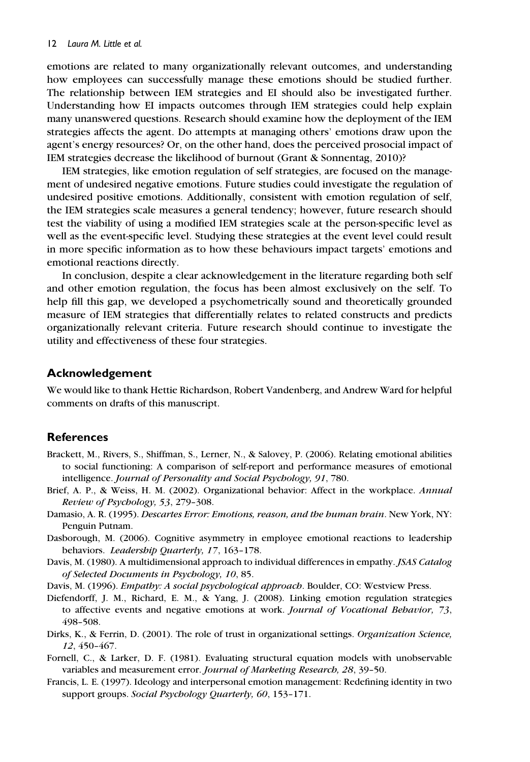emotions are related to many organizationally relevant outcomes, and understanding how employees can successfully manage these emotions should be studied further. The relationship between IEM strategies and EI should also be investigated further. Understanding how EI impacts outcomes through IEM strategies could help explain many unanswered questions. Research should examine how the deployment of the IEM strategies affects the agent. Do attempts at managing others' emotions draw upon the agent's energy resources? Or, on the other hand, does the perceived prosocial impact of IEM strategies decrease the likelihood of burnout (Grant & Sonnentag, 2010)?

IEM strategies, like emotion regulation of self strategies, are focused on the management of undesired negative emotions. Future studies could investigate the regulation of undesired positive emotions. Additionally, consistent with emotion regulation of self, the IEM strategies scale measures a general tendency; however, future research should test the viability of using a modified IEM strategies scale at the person-specific level as well as the event-specific level. Studying these strategies at the event level could result in more specific information as to how these behaviours impact targets' emotions and emotional reactions directly.

In conclusion, despite a clear acknowledgement in the literature regarding both self and other emotion regulation, the focus has been almost exclusively on the self. To help fill this gap, we developed a psychometrically sound and theoretically grounded measure of IEM strategies that differentially relates to related constructs and predicts organizationally relevant criteria. Future research should continue to investigate the utility and effectiveness of these four strategies.

## Acknowledgement

We would like to thank Hettie Richardson, Robert Vandenberg, and Andrew Ward for helpful comments on drafts of this manuscript.

## References

Brackett, M., Rivers, S., Shiffman, S., Lerner, N., & Salovey, P. (2006). Relating emotional abilities to social functioning: A comparison of self-report and performance measures of emotional intelligence. *Journal of Personality and Social Psychology, 91*, 780.

Brief, A. P., & Weiss, H. M. (2002). Organizational behavior: Affect in the workplace. *Annual Review of Psychology, 53*, 279–308.

Damasio, A. R. (1995). *Descartes Error: Emotions, reason, and the human brain*. New York, NY: Penguin Putnam.

Dasborough, M. (2006). Cognitive asymmetry in employee emotional reactions to leadership behaviors. *Leadership Quarterly, 17*, 163–178.

Davis, M. (1980). A multidimensional approach to individual differences in empathy. *JSAS Catalog of Selected Documents in Psychology, 10*, 85.

Davis, M. (1996). *Empathy: A social psychological approach*. Boulder, CO: Westview Press.

Diefendorff, J. M., Richard, E. M., & Yang, J. (2008). Linking emotion regulation strategies to affective events and negative emotions at work. *Journal of Vocational Behavior, 73*, 498–508.

Dirks, K., & Ferrin, D. (2001). The role of trust in organizational settings. *Organization Science, 12*, 450–467.

Fornell, C., & Larker, D. F. (1981). Evaluating structural equation models with unobservable variables and measurement error. *Journal of Marketing Research, 28*, 39–50.

Francis, L. E. (1997). Ideology and interpersonal emotion management: Redefining identity in two support groups. *Social Psychology Quarterly, 60*, 153–171.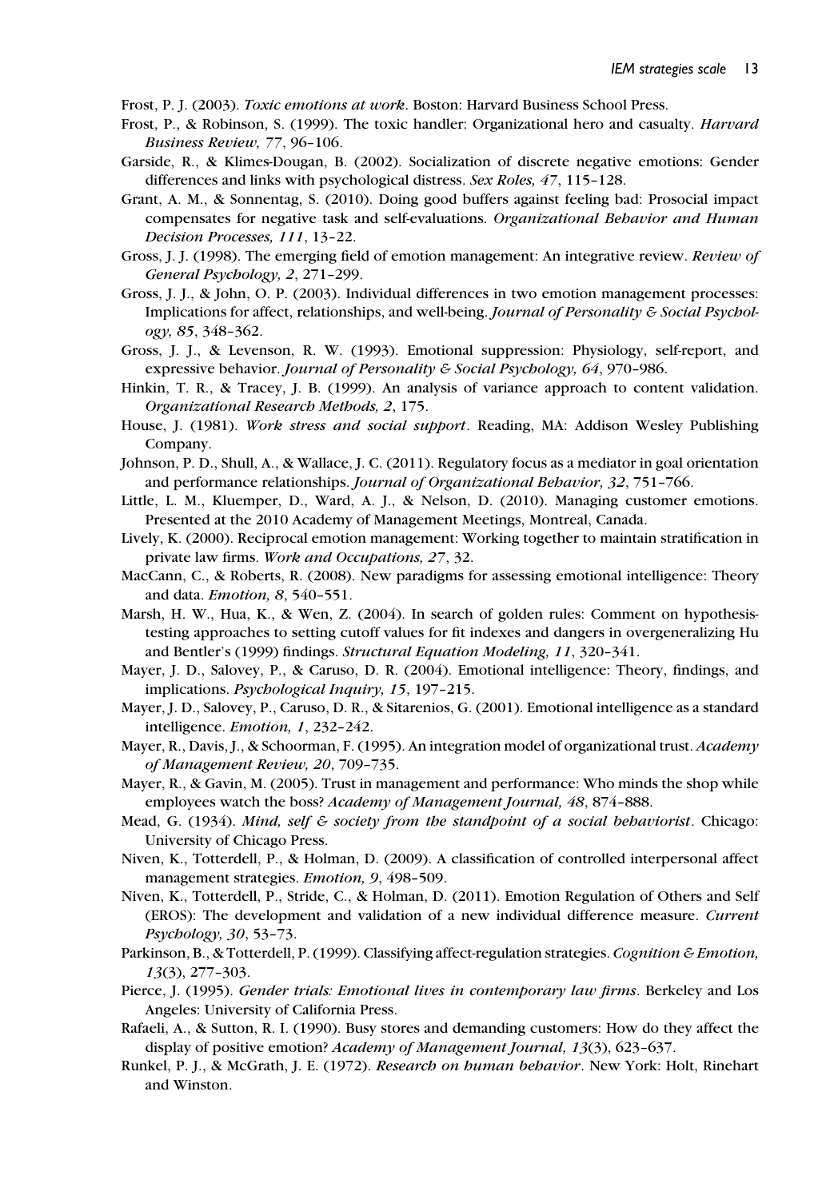Frost, P. J. (2003). *Toxic emotions at work*. Boston: Harvard Business School Press.

Frost, P., & Robinson, S. (1999). The toxic handler: Organizational hero and casualty. *Harvard Business Review, 77*, 96–106.

Garside, R., & Klimes-Dougan, B. (2002). Socialization of discrete negative emotions: Gender differences and links with psychological distress. *Sex Roles, 47*, 115–128.

Grant, A. M., & Sonnentag, S. (2010). Doing good buffers against feeling bad: Prosocial impact compensates for negative task and self-evaluations. *Organizational Behavior and Human Decision Processes, 111*, 13–22.

Gross, J. J. (1998). The emerging field of emotion management: An integrative review. *Review of General Psychology, 2*, 271–299.

Gross, J. J., & John, O. P. (2003). Individual differences in two emotion management processes: Implications for affect, relationships, and well-being. *Journal of Personality & Social Psychology, 85*, 348–362.

Gross, J. J., & Levenson, R. W. (1993). Emotional suppression: Physiology, self-report, and expressive behavior. *Journal of Personality & Social Psychology, 64*, 970–986.

Hinkin, T. R., & Tracey, J. B. (1999). An analysis of variance approach to content validation. *Organizational Research Methods, 2*, 175.

House, J. (1981). *Work stress and social support*. Reading, MA: Addison Wesley Publishing Company.

Johnson, P. D., Shull, A., & Wallace, J. C. (2011). Regulatory focus as a mediator in goal orientation and performance relationships. *Journal of Organizational Behavior, 32*, 751–766.

Little, L. M., Kluemper, D., Ward, A. J., & Nelson, D. (2010). Managing customer emotions. Presented at the 2010 Academy of Management Meetings, Montreal, Canada.

Lively, K. (2000). Reciprocal emotion management: Working together to maintain stratification in private law firms. *Work and Occupations, 27*, 32.

MacCann, C., & Roberts, R. (2008). New paradigms for assessing emotional intelligence: Theory and data. *Emotion, 8*, 540–551.

Marsh, H. W., Hua, K., & Wen, Z. (2004). In search of golden rules: Comment on hypothesis-testing approaches to setting cutoff values for fit indexes and dangers in overgeneralizing Hu and Bentler's (1999) findings. *Structural Equation Modeling, 11*, 320–341.

Mayer, J. D., Salovey, P., & Caruso, D. R. (2004). Emotional intelligence: Theory, findings, and implications. *Psychological Inquiry, 15*, 197–215.

Mayer, J. D., Salovey, P., Caruso, D. R., & Sitarenios, G. (2001). Emotional intelligence as a standard intelligence. *Emotion, 1*, 232–242.

Mayer, R., Davis, J., & Schoorman, F. (1995). An integration model of organizational trust. *Academy of Management Review, 20*, 709–735.

Mayer, R., & Gavin, M. (2005). Trust in management and performance: Who minds the shop while employees watch the boss? *Academy of Management Journal, 48*, 874–888.

Mead, G. (1934). *Mind, self & society from the standpoint of a social behaviorist*. Chicago: University of Chicago Press.

Niven, K., Totterdell, P., & Holman, D. (2009). A classification of controlled interpersonal affect management strategies. *Emotion, 9*, 498–509.

Niven, K., Totterdell, P., Stride, C., & Holman, D. (2011). Emotion Regulation of Others and Self (EROS): The development and validation of a new individual difference measure. *Current Psychology, 30*, 53–73.

Parkinson, B., & Totterdell, P. (1999). Classifying affect-regulation strategies. *Cognition & Emotion, 13*(3), 277–303.

Pierce, J. (1995). *Gender trials: Emotional lives in contemporary law firms*. Berkeley and Los Angeles: University of California Press.

Rafaeli, A., & Sutton, R. I. (1990). Busy stores and demanding customers: How do they affect the display of positive emotion? *Academy of Management Journal, 13*(3), 623–637.

Runkel, P. J., & McGrath, J. E. (1972). *Research on human behavior*. New York: Holt, Rinehart and Winston.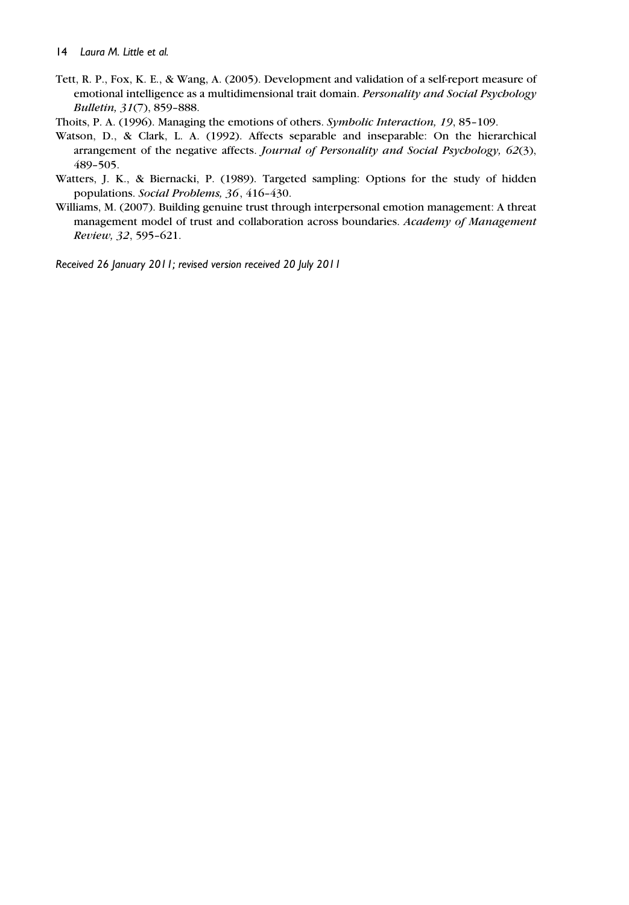Tett, R. P., Fox, K. E., & Wang, A. (2005). Development and validation of a self-report measure of emotional intelligence as a multidimensional trait domain. *Personality and Social Psychology Bulletin, 31*(7), 859–888.

Thoits, P. A. (1996). Managing the emotions of others. *Symbolic Interaction, 19*, 85–109.

Watson, D., & Clark, L. A. (1992). Affects separable and inseparable: On the hierarchical arrangement of the negative affects. *Journal of Personality and Social Psychology, 62*(3), 489–505.

Watters, J. K., & Biernacki, P. (1989). Targeted sampling: Options for the study of hidden populations. *Social Problems, 36*, 416–430.

Williams, M. (2007). Building genuine trust through interpersonal emotion management: A threat management model of trust and collaboration across boundaries. *Academy of Management Review, 32*, 595–621.

*Received 26 January 2011; revised version received 20 July 2011*